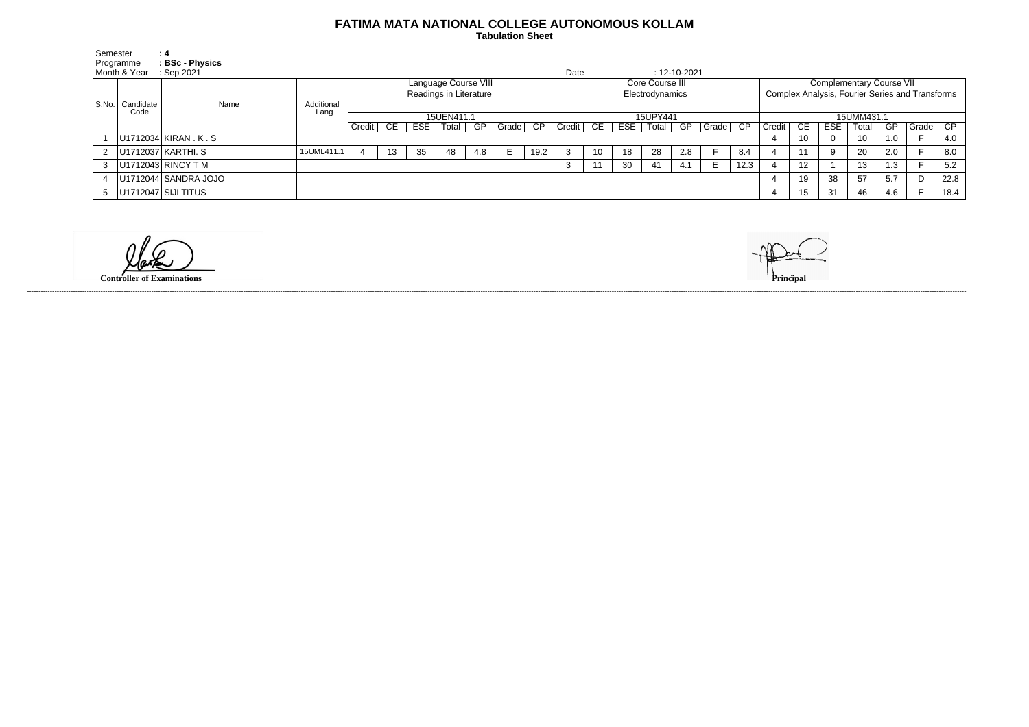# FATIMA MATA NATIONAL COLLEGE AUTONOMOUS KOLLAM

**Tabulation Sheet**

Semester : 4
Programme : **BSc - Physics**
Month & Year : Sep 2021
Date : 12-10-2021

| S.No. | Candidate Code | Name | Additional Lang | Language Course VIII | | | | | | | Core Course III | | | | | | | Complementary Course VII | | | | | | |
|---|---|---|---|---|---|---|---|---|---|---|---|---|---|---|---|---|---|---|---|---|---|---|---|---|
| | | | | Readings in Literature | | | | | | | Electrodynamics | | | | | | | Complex Analysis, Fourier Series and Transforms | | | | | | |
| | | | | 15UEN411.1 | | | | | | | 15UPY441 | | | | | | | 15UMM431.1 | | | | | | |
| | | | | Credit | CE | ESE | Total | GP | Grade | CP | Credit | CE | ESE | Total | GP | Grade | CP | Credit | CE | ESE | Total | GP | Grade | CP |
| 1 | U1712034 | KIRAN . K . S | | | | | | | | | | | | | | | | 4 | 10 | 0 | 10 | 1.0 | F | 4.0 |
| 2 | U1712037 | KARTHI. S | 15UML411.1 | 4 | 13 | 35 | 48 | 4.8 | E | 19.2 | 3 | 10 | 18 | 28 | 2.8 | F | 8.4 | 4 | 11 | 9 | 20 | 2.0 | F | 8.0 |
| 3 | U1712043 | RINCY T M | | | | | | | | | 3 | 11 | 30 | 41 | 4.1 | E | 12.3 | 4 | 12 | 1 | 13 | 1.3 | F | 5.2 |
| 4 | U1712044 | SANDRA JOJO | | | | | | | | | | | | | | | | 4 | 19 | 38 | 57 | 5.7 | D | 22.8 |
| 5 | U1712047 | SIJI TITUS | | | | | | | | | | | | | | | | 4 | 15 | 31 | 46 | 4.6 | E | 18.4 |

**Controller of Examinations**

**Principal**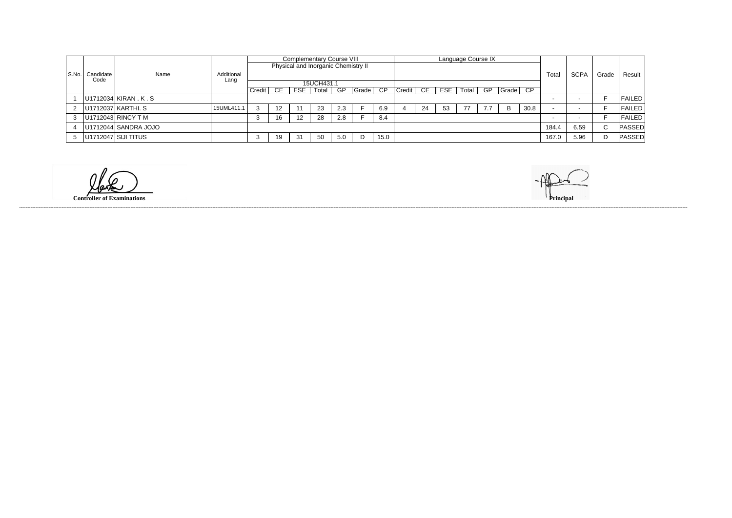| S.No. | Candidate Code | Name | Additional Lang | Complementary Course VIII Physical and Inorganic Chemistry II 15UCH431.1 | | | | | | | Language Course IX | | | | | | | Total | SCPA | Grade | Result |
|---|---|---|---|---|---|---|---|---|---|---|---|---|---|---|---|---|---|---|---|---|---|
| | | | | Credit | CE | ESE | Total | GP | Grade | CP | Credit | CE | ESE | Total | GP | Grade | CP | | | | |
| 1 | U1712034 | KIRAN . K . S | | | | | | | | | | | | | | | | - | - | F | FAILED |
| 2 | U1712037 | KARTHI. S | 15UML411.1 | 3 | 12 | 11 | 23 | 2.3 | F | 6.9 | 4 | 24 | 53 | 77 | 7.7 | B | 30.8 | - | - | F | FAILED |
| 3 | U1712043 | RINCY T M | | 3 | 16 | 12 | 28 | 2.8 | F | 8.4 | | | | | | | | - | - | F | FAILED |
| 4 | U1712044 | SANDRA JOJO | | | | | | | | | | | | | | | | 184.4 | 6.59 | C | PASSED |
| 5 | U1712047 | SIJI TITUS | | 3 | 19 | 31 | 50 | 5.0 | D | 15.0 | | | | | | | | 167.0 | 5.96 | D | PASSED |

**Controller of Examinations**

**Principal**